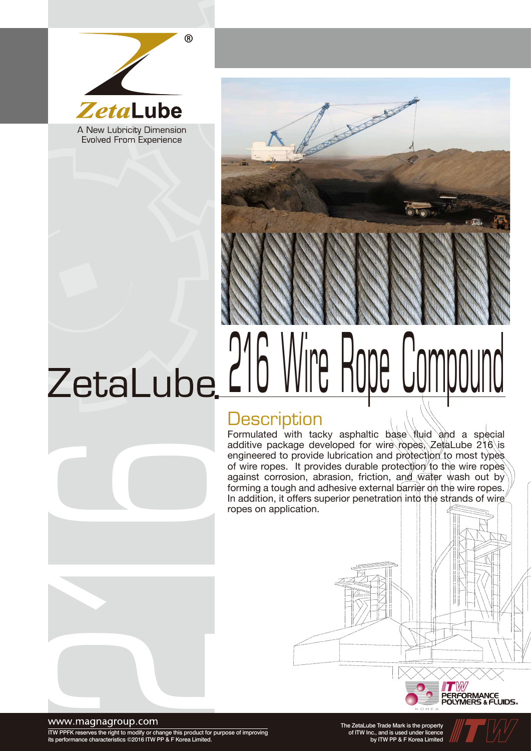ZetaLube

A New Lubricity Dimension
Evolved From Experience

# ZetaLube 216 Wire Rope Compound

## Description

Formulated with tacky asphaltic base fluid and a special additive package developed for wire ropes, ZetaLube 216 is engineered to provide lubrication and protection to most types of wire ropes. It provides durable protection to the wire ropes against corrosion, abrasion, friction, and water wash out by forming a tough and adhesive external barrier on the wire ropes. In addition, it offers superior penetration into the strands of wire ropes on application.

ITW PERFORMANCE POLYMERS & FLUIDS. KOREA

www.magnagroup.com

ITW PPFK reserves the right to modify or change this product for purpose of improving its performance characteristics ©2016 ITW PP & F Korea Limited.

The ZetaLube Trade Mark is the property of ITW Inc., and is used under licence by ITW PP & F Korea Limited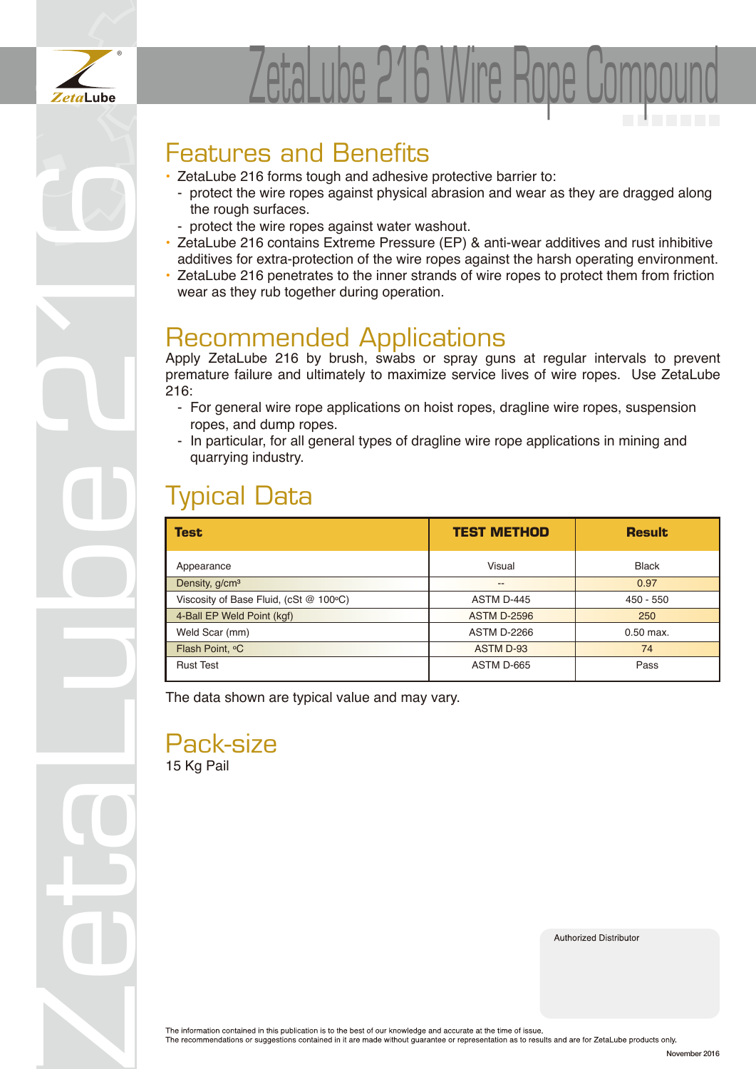# ZetaLube 216 Wire Rope Compound

## Features and Benefits

- ZetaLube 216 forms tough and adhesive protective barrier to:
  - protect the wire ropes against physical abrasion and wear as they are dragged along the rough surfaces.
  - protect the wire ropes against water washout.
- ZetaLube 216 contains Extreme Pressure (EP) & anti-wear additives and rust inhibitive additives for extra-protection of the wire ropes against the harsh operating environment.
- ZetaLube 216 penetrates to the inner strands of wire ropes to protect them from friction wear as they rub together during operation.

## Recommended Applications

Apply ZetaLube 216 by brush, swabs or spray guns at regular intervals to prevent premature failure and ultimately to maximize service lives of wire ropes. Use ZetaLube 216:

- For general wire rope applications on hoist ropes, dragline wire ropes, suspension ropes, and dump ropes.
- In particular, for all general types of dragline wire rope applications in mining and quarrying industry.

## Typical Data

| Test | TEST METHOD | Result |
|---|---|---|
| Appearance | Visual | Black |
| Density, g/cm³ | -- | 0.97 |
| Viscosity of Base Fluid, (cSt @ 100ºC) | ASTM D-445 | 450 - 550 |
| 4-Ball EP Weld Point (kgf) | ASTM D-2596 | 250 |
| Weld Scar (mm) | ASTM D-2266 | 0.50 max. |
| Flash Point, ºC | ASTM D-93 | 74 |
| Rust Test | ASTM D-665 | Pass |

The data shown are typical value and may vary.

## Pack-size

15 Kg Pail

Authorized Distributor

The information contained in this publication is to the best of our knowledge and accurate at the time of issue.
The recommendations or suggestions contained in it are made without guarantee or representation as to results and are for ZetaLube products only.

November 2016